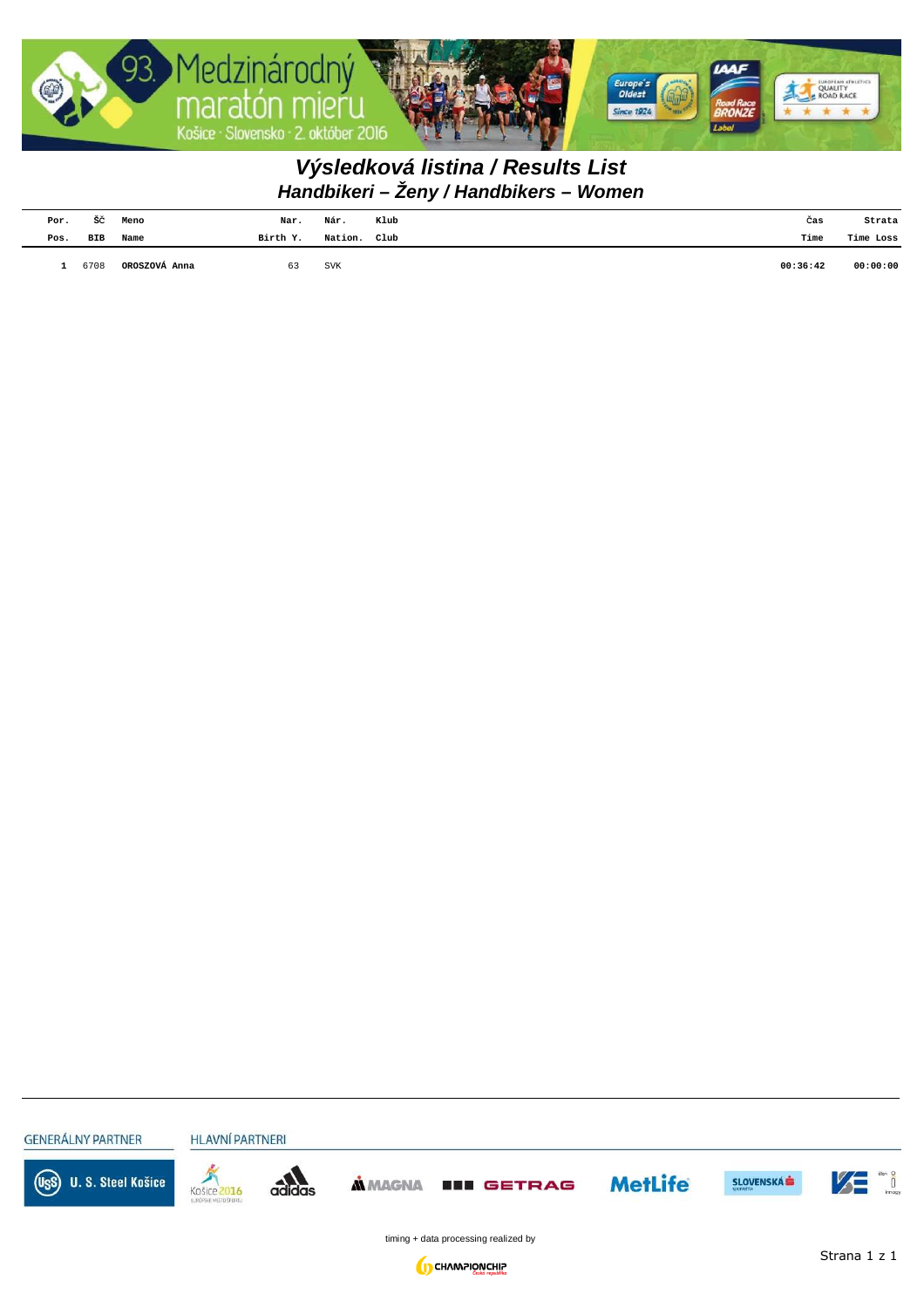# Výsledková listina / Results List

## Handbikeri – Ženy / Handbikers – Women

| Por. Pos. | ŠČ BIB | Meno Name | Nar. Birth Y. | Nár. Nation. | Klub Club | Čas Time | Strata Time Loss |
|---|---|---|---|---|---|---|---|
| 1 | 6708 | **OROSZOVÁ Anna** | 63 | SVK | | **00:36:42** | **00:00:00** |

GENERÁLNY PARTNER

U. S. Steel Košice

HLAVNÍ PARTNERI

Košice 2016 · adidas · MAGNA · GETRAG · MetLife · SLOVENSKÁ sporiteľňa · VSE

timing + data processing realized by CHAMPIONCHIP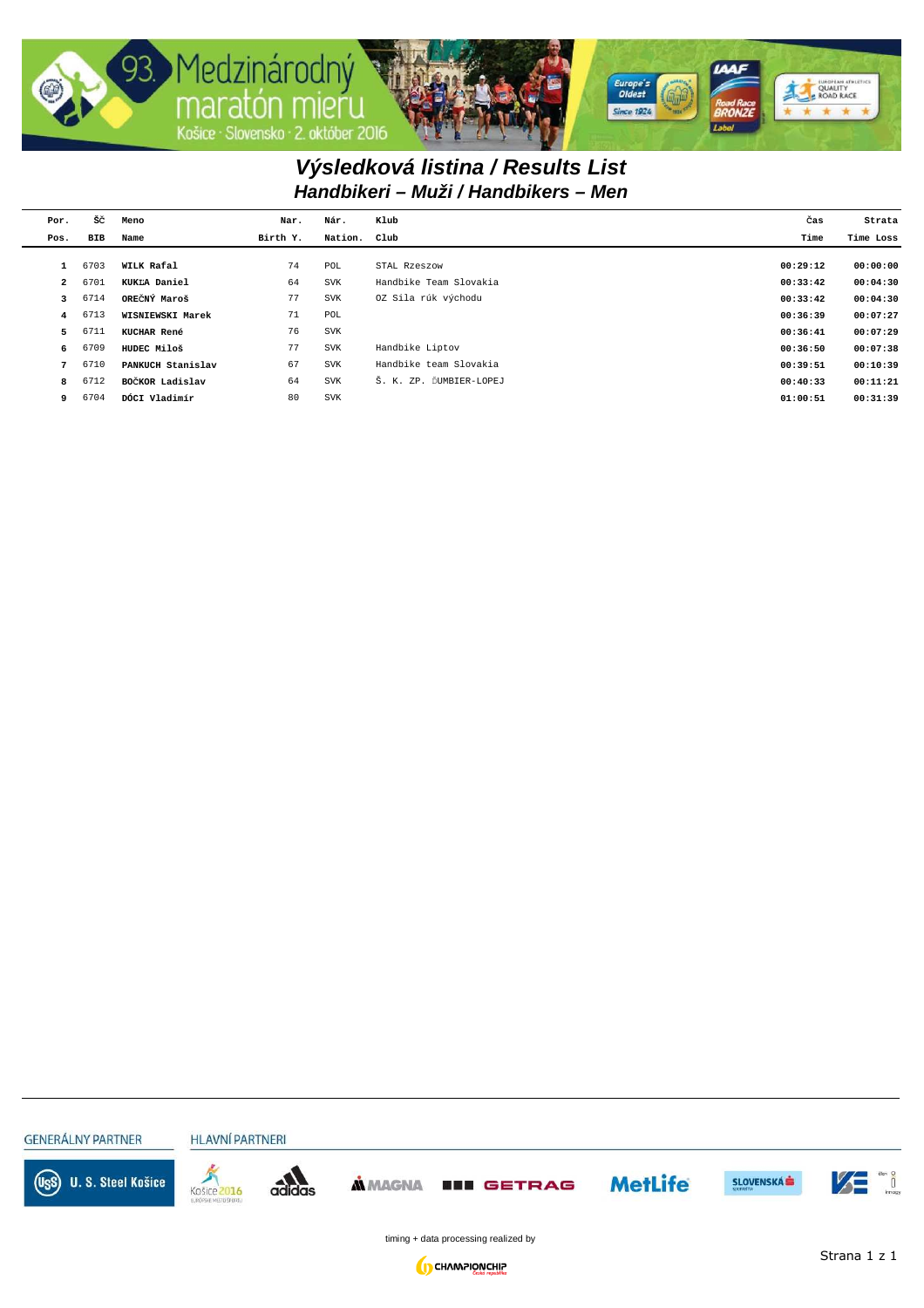# Výsledková listina / Results List

## Handbikeri – Muži / Handbikers – Men

| Por. Pos. | ŠČ BIB | Meno Name | Nar. Birth Y. | Nár. Nation. | Klub Club | Čas Time | Strata Time Loss |
|---|---|---|---|---|---|---|---|
| 1 | 6703 | **WILK Rafal** | 74 | POL | STAL Rzeszow | **00:29:12** | **00:00:00** |
| 2 | 6701 | **KUKĽA Daniel** | 64 | SVK | Handbike Team Slovakia | **00:33:42** | **00:04:30** |
| 3 | 6714 | **OREČNÝ Maroš** | 77 | SVK | OZ Sila rúk východu | **00:33:42** | **00:04:30** |
| 4 | 6713 | **WISNIEWSKI Marek** | 71 | POL | | **00:36:39** | **00:07:27** |
| 5 | 6711 | **KUCHAR René** | 76 | SVK | | **00:36:41** | **00:07:29** |
| 6 | 6709 | **HUDEC Miloš** | 77 | SVK | Handbike Liptov | **00:36:50** | **00:07:38** |
| 7 | 6710 | **PANKUCH Stanislav** | 67 | SVK | Handbike team Slovakia | **00:39:51** | **00:10:39** |
| 8 | 6712 | **BOČKOR Ladislav** | 64 | SVK | Š. K. ZP. ĎUMBIER-LOPEJ | **00:40:33** | **00:11:21** |
| 9 | 6704 | **DÓCI Vladimír** | 80 | SVK | | **01:00:51** | **00:31:39** |

GENERÁLNY PARTNER

HLAVNÍ PARTNERI

timing + data processing realized by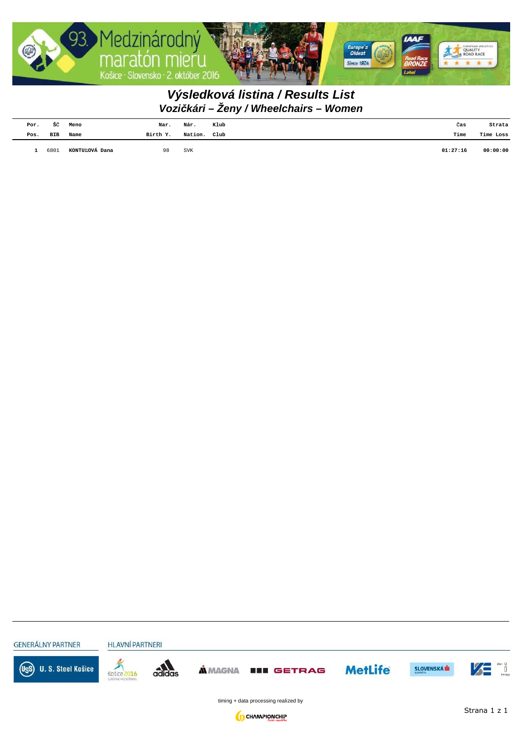# Výsledková listina / Results List

## Vozičkári – Ženy / Wheelchairs – Women

| Por. Pos. | ŠČ BIB | Meno Name | Nar. Birth Y. | Nár. Nation. | Klub Club | Čas Time | Strata Time Loss |
|---|---|---|---|---|---|---|---|
| 1 | 6801 | **KONTUĽOVÁ Dana** | 98 | SVK | | 01:27:16 | 00:00:00 |

GENERÁLNY PARTNER

HLAVNÍ PARTNERI

timing + data processing realized by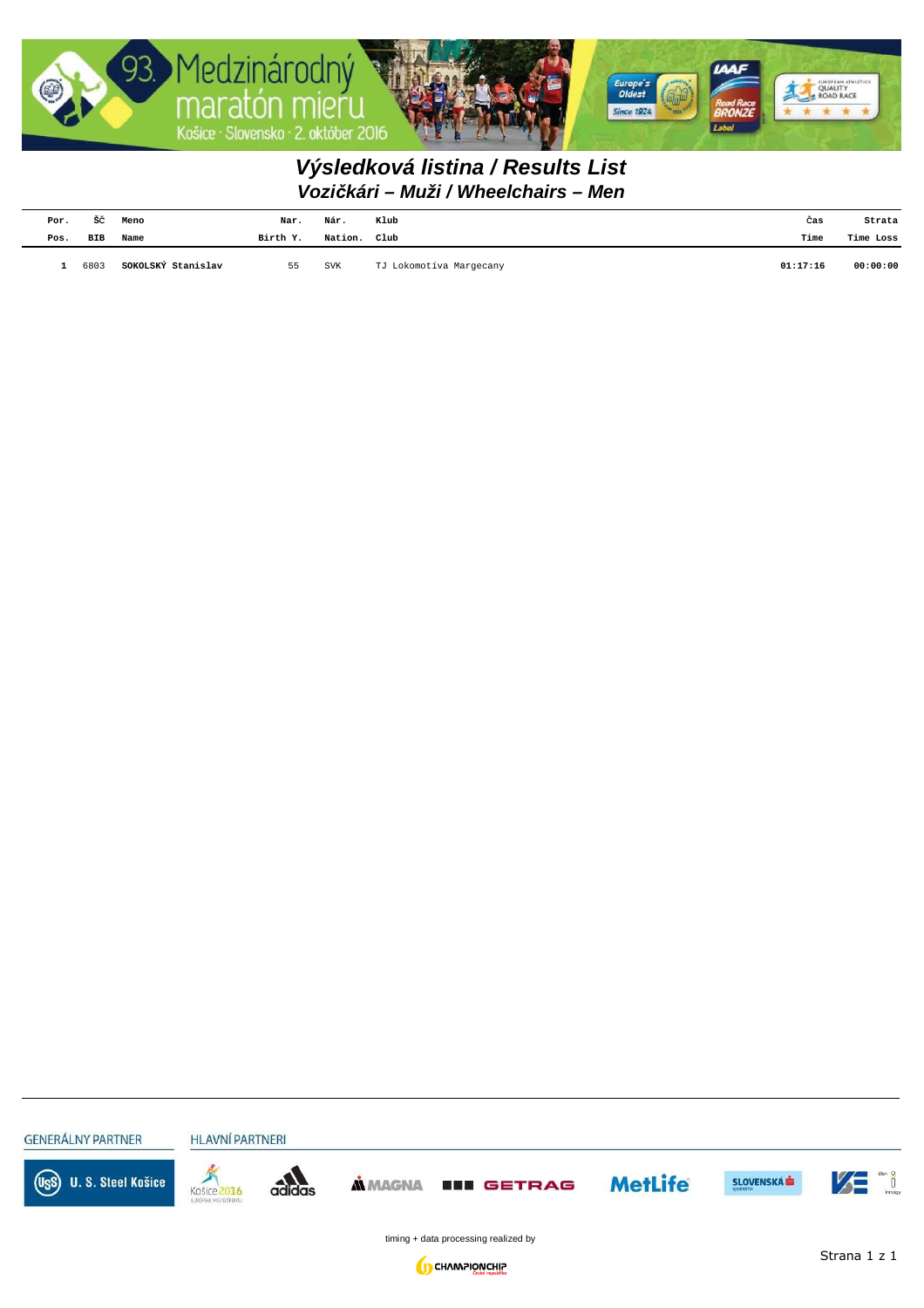# Výsledková listina / Results List

## Vozičkári – Muži / Wheelchairs – Men

| Por. Pos. | ŠČ BIB | Meno Name | Nar. Birth Y. | Nár. Nation. | Klub Club | Čas Time | Strata Time Loss |
|---|---|---|---|---|---|---|---|
| 1 | 6803 | **SOKOLSKÝ Stanislav** | 55 | SVK | TJ Lokomotíva Margecany | **01:17:16** | **00:00:00** |

GENERÁLNY PARTNER

HLAVNÍ PARTNERI

timing + data processing realized by